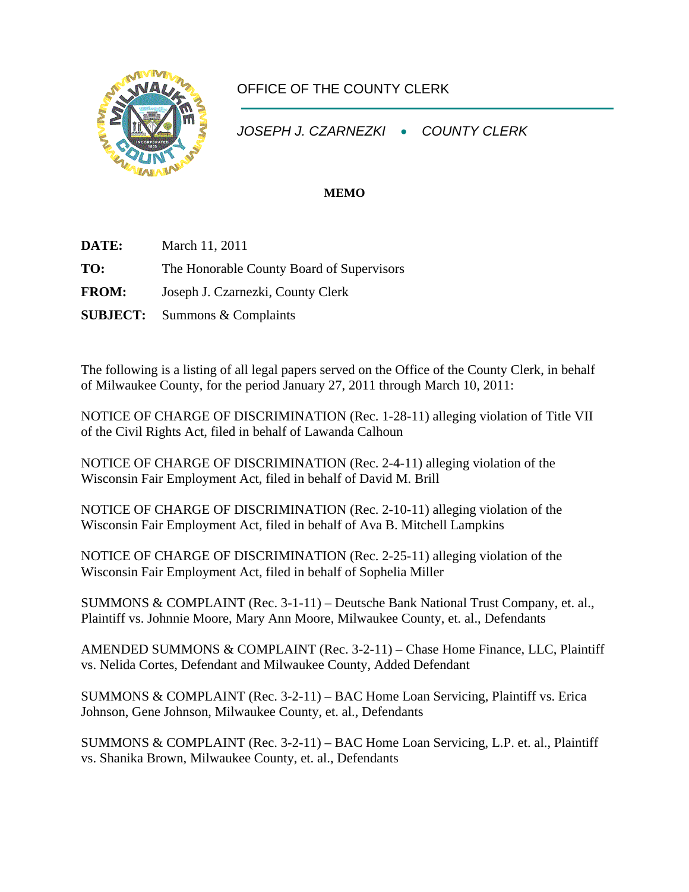OFFICE OF THE COUNTY CLERK

*JOSEPH J. CZARNEZKI • COUNTY CLERK*

**MEMO**

**DATE:** March 11, 2011

**TO:** The Honorable County Board of Supervisors

**FROM:** Joseph J. Czarnezki, County Clerk

**SUBJECT:** Summons & Complaints

The following is a listing of all legal papers served on the Office of the County Clerk, in behalf of Milwaukee County, for the period January 27, 2011 through March 10, 2011:

NOTICE OF CHARGE OF DISCRIMINATION (Rec. 1-28-11) alleging violation of Title VII of the Civil Rights Act, filed in behalf of Lawanda Calhoun

NOTICE OF CHARGE OF DISCRIMINATION (Rec. 2-4-11) alleging violation of the Wisconsin Fair Employment Act, filed in behalf of David M. Brill

NOTICE OF CHARGE OF DISCRIMINATION (Rec. 2-10-11) alleging violation of the Wisconsin Fair Employment Act, filed in behalf of Ava B. Mitchell Lampkins

NOTICE OF CHARGE OF DISCRIMINATION (Rec. 2-25-11) alleging violation of the Wisconsin Fair Employment Act, filed in behalf of Sophelia Miller

SUMMONS & COMPLAINT (Rec. 3-1-11) – Deutsche Bank National Trust Company, et. al., Plaintiff vs. Johnnie Moore, Mary Ann Moore, Milwaukee County, et. al., Defendants

AMENDED SUMMONS & COMPLAINT (Rec. 3-2-11) – Chase Home Finance, LLC, Plaintiff vs. Nelida Cortes, Defendant and Milwaukee County, Added Defendant

SUMMONS & COMPLAINT (Rec. 3-2-11) – BAC Home Loan Servicing, Plaintiff vs. Erica Johnson, Gene Johnson, Milwaukee County, et. al., Defendants

SUMMONS & COMPLAINT (Rec. 3-2-11) – BAC Home Loan Servicing, L.P. et. al., Plaintiff vs. Shanika Brown, Milwaukee County, et. al., Defendants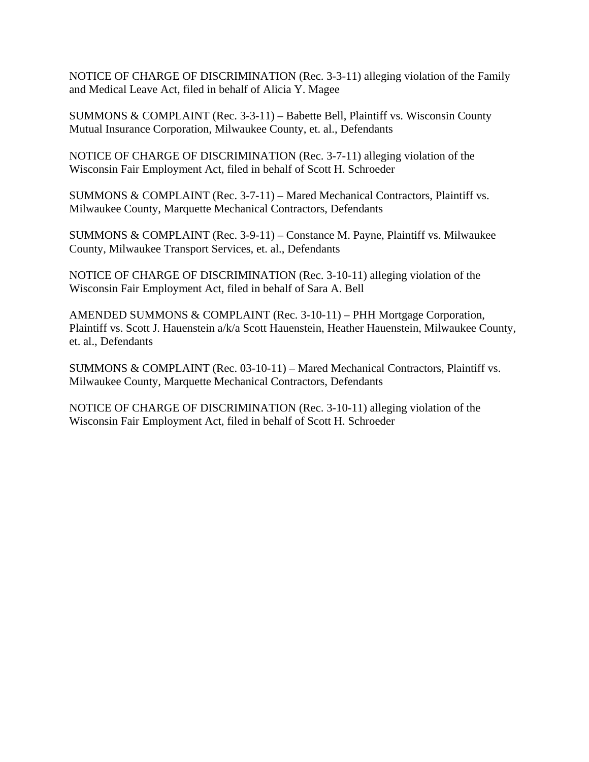NOTICE OF CHARGE OF DISCRIMINATION (Rec. 3-3-11) alleging violation of the Family and Medical Leave Act, filed in behalf of Alicia Y. Magee

SUMMONS & COMPLAINT (Rec. 3-3-11) – Babette Bell, Plaintiff vs. Wisconsin County Mutual Insurance Corporation, Milwaukee County, et. al., Defendants

NOTICE OF CHARGE OF DISCRIMINATION (Rec. 3-7-11) alleging violation of the Wisconsin Fair Employment Act, filed in behalf of Scott H. Schroeder

SUMMONS & COMPLAINT (Rec. 3-7-11) – Mared Mechanical Contractors, Plaintiff vs. Milwaukee County, Marquette Mechanical Contractors, Defendants

SUMMONS & COMPLAINT (Rec. 3-9-11) – Constance M. Payne, Plaintiff vs. Milwaukee County, Milwaukee Transport Services, et. al., Defendants

NOTICE OF CHARGE OF DISCRIMINATION (Rec. 3-10-11) alleging violation of the Wisconsin Fair Employment Act, filed in behalf of Sara A. Bell

AMENDED SUMMONS & COMPLAINT (Rec. 3-10-11) – PHH Mortgage Corporation, Plaintiff vs. Scott J. Hauenstein a/k/a Scott Hauenstein, Heather Hauenstein, Milwaukee County, et. al., Defendants

SUMMONS & COMPLAINT (Rec. 03-10-11) – Mared Mechanical Contractors, Plaintiff vs. Milwaukee County, Marquette Mechanical Contractors, Defendants

NOTICE OF CHARGE OF DISCRIMINATION (Rec. 3-10-11) alleging violation of the Wisconsin Fair Employment Act, filed in behalf of Scott H. Schroeder